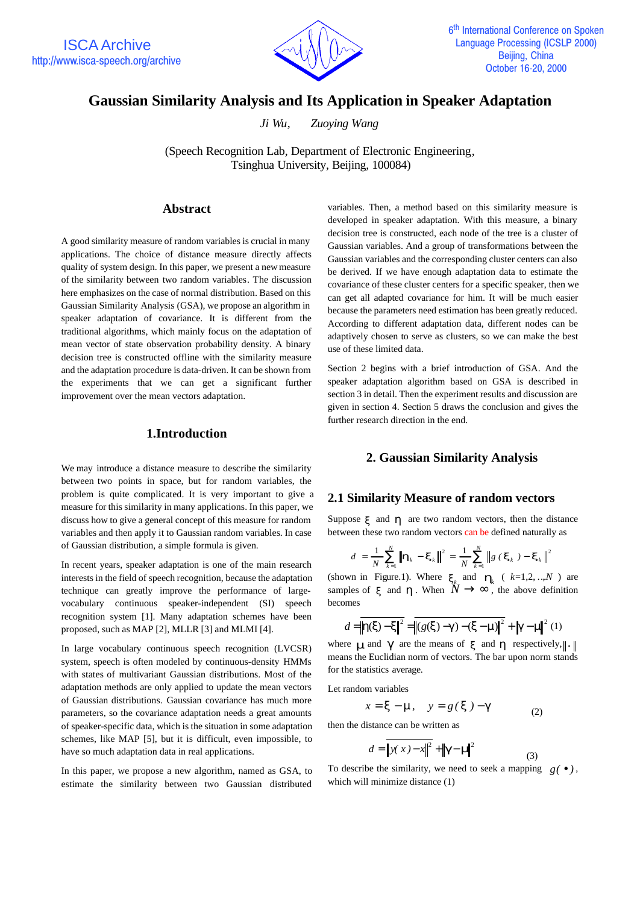# Gaussian Similarity Analysis and Its Application in Speaker Adaptation

*Ji Wu, Zuoying Wang*

(Speech Recognition Lab, Department of Electronic Engineering, Tsinghua University, Beijing, 100084)

## Abstract

A good similarity measure of random variables is crucial in many applications. The choice of distance measure directly affects quality of system design. In this paper, we present a new measure of the similarity between two random variables. The discussion here emphasizes on the case of normal distribution. Based on this Gaussian Similarity Analysis (GSA), we propose an algorithm in speaker adaptation of covariance. It is different from the traditional algorithms, which mainly focus on the adaptation of mean vector of state observation probability density. A binary decision tree is constructed offline with the similarity measure and the adaptation procedure is data-driven. It can be shown from the experiments that we can get a significant further improvement over the mean vectors adaptation.

## 1.Introduction

We may introduce a distance measure to describe the similarity between two points in space, but for random variables, the problem is quite complicated. It is very important to give a measure for this similarity in many applications. In this paper, we discuss how to give a general concept of this measure for random variables and then apply it to Gaussian random variables. In case of Gaussian distribution, a simple formula is given.

In recent years, speaker adaptation is one of the main research interests in the field of speech recognition, because the adaptation technique can greatly improve the performance of large-vocabulary continuous speaker-independent (SI) speech recognition system [1]. Many adaptation schemes have been proposed, such as MAP [2], MLLR [3] and MLMI [4].

In large vocabulary continuous speech recognition (LVCSR) system, speech is often modeled by continuous-density HMMs with states of multivariant Gaussian distributions. Most of the adaptation methods are only applied to update the mean vectors of Gaussian distributions. Gaussian covariance has much more parameters, so the covariance adaptation needs a great amounts of speaker-specific data, which is the situation in some adaptation schemes, like MAP [5], but it is difficult, even impossible, to have so much adaptation data in real applications.

In this paper, we propose a new algorithm, named as GSA, to estimate the similarity between two Gaussian distributed variables. Then, a method based on this similarity measure is developed in speaker adaptation. With this measure, a binary decision tree is constructed, each node of the tree is a cluster of Gaussian variables. And a group of transformations between the Gaussian variables and the corresponding cluster centers can also be derived. If we have enough adaptation data to estimate the covariance of these cluster centers for a specific speaker, then we can get all adapted covariance for him. It will be much easier because the parameters need estimation has been greatly reduced. According to different adaptation data, different nodes can be adaptively chosen to serve as clusters, so we can make the best use of these limited data.

Section 2 begins with a brief introduction of GSA. And the speaker adaptation algorithm based on GSA is described in section 3 in detail. Then the experiment results and discussion are given in section 4. Section 5 draws the conclusion and gives the further research direction in the end.

## 2. Gaussian Similarity Analysis

### 2.1 Similarity Measure of random vectors

Suppose $\xi$ and $\eta$ are two random vectors, then the distance between these two random vectors can be defined naturally as

$$d = \frac{1}{N}\sum_{k=1}^{N}\|\eta_k - \xi_k\|^2 = \frac{1}{N}\sum_{k=1}^{N}\|g(\xi_k) - \xi_k\|^2$$

(shown in Figure.1). Where $\xi_k$ and $\eta_k$ ( $k$=1,2,...,$N$ ) are samples of $\xi$ and $\eta$. When $N \to \infty$, the above definition becomes

$$d = \overline{\|\eta(\xi) - \xi\|^2} = \overline{\|(g(\xi) - \gamma) - (\xi - \mu)\|^2} + \|\gamma - \mu\|^2 \quad (1)$$

where $\mu$ and $\gamma$ are the means of $\xi$ and $\eta$ respectively, $\|\cdot\|$ means the Euclidian norm of vectors. The bar upon norm stands for the statistics average.

Let random variables

$$x = \xi - \mu, \quad y = g(\xi) - \gamma \quad (2)$$

then the distance can be written as

$$d = \overline{\|y(x) - x\|^2} + \|\gamma - \mu\|^2 \quad (3)$$

To describe the similarity, we need to seek a mapping $g(\bullet)$, which will minimize distance (1)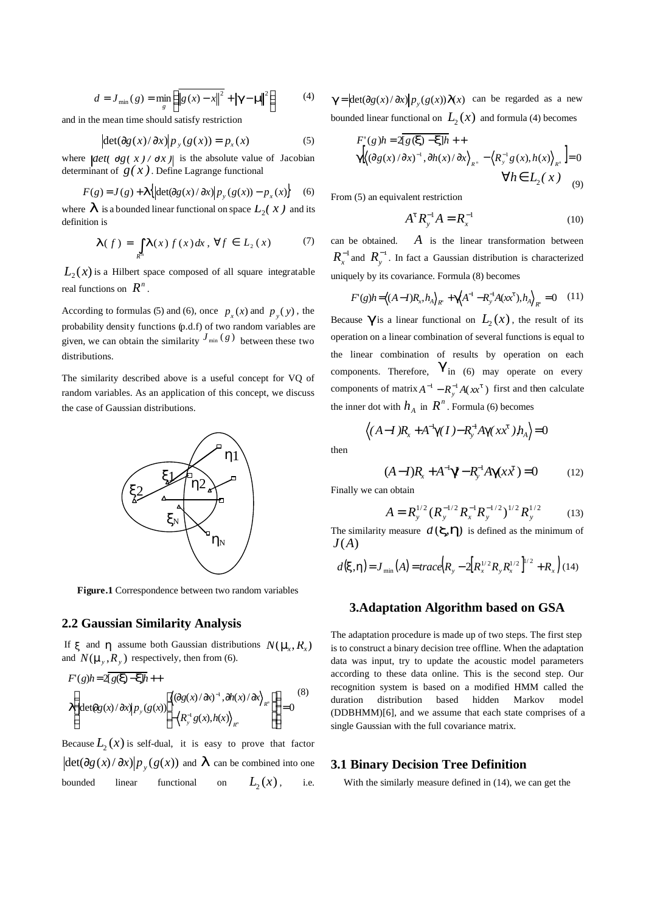$$d = J_{\min}(g) = \min_{g} \left\{ \overline{\|g(x) - x\|^2} + \|\gamma - \mu\|^2 \right\} \qquad (4)$$

and in the mean time should satisfy restriction

$$\left|\det(\partial g(x)/\partial x)\right| p_y(g(x)) = p_x(x) \qquad (5)$$

where $|det(\partial g(x)/\partial x)|$ is the absolute value of Jacobian determinant of $g(x)$. Define Lagrange functional

$$F(g) = J(g) + \lambda\left\{\left|\det(\partial g(x)/\partial x)\right| p_y(g(x)) - p_x(x)\right\} \qquad (6)$$

where $\lambda$ is a bounded linear functional on space $L_2(x)$ and its definition is

$$\lambda(f) = \int_{R^n} \lambda(x) f(x) dx, \ \forall f \in L_2(x) \qquad (7)$$

$L_2(x)$ is a Hilbert space composed of all square integratable real functions on $R^n$.

According to formulas (5) and (6), once $p_x(x)$ and $p_y(y)$, the probability density functions (p.d.f) of two random variables are given, we can obtain the similarity $J_{\min}(g)$ between these two distributions.

The similarity described above is a useful concept for VQ of random variables. As an application of this concept, we discuss the case of Gaussian distributions.

**Figure.1** Correspondence between two random variables

## 2.2 Gaussian Similarity Analysis

If $\xi$ and $\eta$ assume both Gaussian distributions $N(\mu_x, R_x)$ and $N(\mu_y, R_y)$ respectively, then from (6).

$$F'(g)h = 2\overline{[g(\xi) - \xi]h} + \lambda\left(\left|\det(\partial g(x)/\partial x)\right| p_y(g(x)) \left( \begin{array}{l} \left\langle (\partial g(x)/\partial x)^{-1}, \partial h(x)/\partial x \right\rangle_{R^n} \\ - \left\langle R_y^{-1} g(x), h(x) \right\rangle_{R^n} \end{array} \right) \right) = 0 \qquad (8)$$

Because $L_2(x)$ is self-dual, it is easy to prove that factor $\left|\det(\partial g(x)/\partial x)\right| p_y(g(x))$ and $\lambda$ can be combined into one bounded linear functional on $L_2(x)$, i.e. $\gamma = \left|\det(\partial g(x)/\partial x)\right| p_y(g(x)) \lambda(x)$ can be regarded as a new bounded linear functional on $L_2(x)$ and formula (4) becomes

$$F'(g)h = 2\overline{[g(\xi) - \xi]h} + \gamma\left[\left\langle (\partial g(x)/\partial x)^{-1}, \partial h(x)/\partial x \right\rangle_{R^n} - \left\langle R_y^{-1} g(x), h(x) \right\rangle_{R^n}\right] = 0 \quad \forall h \in L_2(x) \qquad (9)$$

From (5) an equivalent restriction

$$A^{\tau} R_y^{-1} A = R_x^{-1} \qquad (10)$$

can be obtained. $A$ is the linear transformation between $R_x^{-1}$ and $R_y^{-1}$. In fact a Gaussian distribution is characterized uniquely by its covariance. Formula (8) becomes

$$F'(g)h = \left\langle (A - I)R_x, h_A \right\rangle_{R^n} + \gamma\left\langle A^{-1} - R_y^{-1} A (xx^{\tau}), h_A \right\rangle_{R^n} = 0 \qquad (11)$$

Because $\gamma$ is a linear functional on $L_2(x)$, the result of its operation on a linear combination of several functions is equal to the linear combination of results by operation on each components. Therefore, $\gamma$ in (6) may operate on every components of matrix $A^{-1} - R_y^{-1} A (xx^{\tau})$ first and then calculate the inner dot with $h_A$ in $R^n$. Formula (6) becomes

$$\left\langle (A - I)R_x + A^{-1}\gamma(I) - R_y^{-1} A \gamma(xx^{\tau}), h_A \right\rangle = 0$$

then

$$(A - I)R_x + A^{-1}\gamma - R_y^{-1} A \gamma(xx^{\tau}) = 0 \qquad (12)$$

Finally we can obtain

$$A = R_y^{1/2} (R_y^{-1/2} R_x^{-1} R_y^{-1/2})^{1/2} R_y^{1/2} \qquad (13)$$

The similarity measure $d(\xi, \eta)$ is defined as the minimum of $J(A)$

$$d(\xi, \eta) = J_{\min}(A) = trace\left(R_y - 2\left[R_x^{1/2} R_y R_x^{1/2}\right]^{1/2} + R_x\right) \qquad (14)$$

## 3.Adaptation Algorithm based on GSA

The adaptation procedure is made up of two steps. The first step is to construct a binary decision tree offline. When the adaptation data was input, try to update the acoustic model parameters according to these data online. This is the second step. Our recognition system is based on a modified HMM called the duration distribution based hidden Markov model (DDBHMM)[6], and we assume that each state comprises of a single Gaussian with the full covariance matrix.

### 3.1 Binary Decision Tree Definition

With the similarly measure defined in (14), we can get the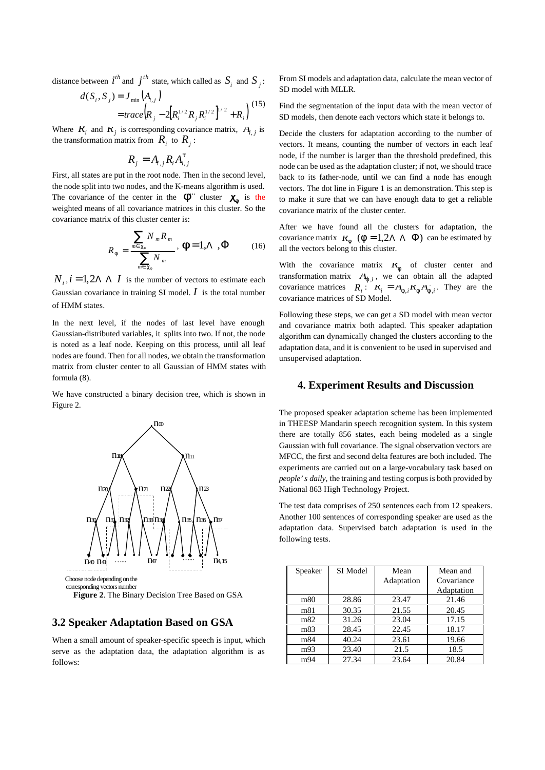distance between $i^{th}$ and $j^{th}$ state, which called as $S_i$ and $S_j$:

$$d(S_i, S_j) = J_{\min}(A_{i,j}) = trace\left(R_j - 2\left[R_i^{1/2} R_j R_i^{1/2}\right]^{1/2} + R_i\right) \quad (15)$$

Where $R_i$ and $R_j$ is corresponding covariance matrix, $A_{i,j}$ is the transformation matrix from $R_i$ to $R_j$:

$$R_j = A_{i,j} R_i A_{i,j}^{\tau}$$

First, all states are put in the root node. Then in the second level, the node split into two nodes, and the K-means algorithm is used. The covariance of the center in the $\Phi^{th}$ cluster $\chi_\phi$ is the weighted means of all covariance matrices in this cluster. So the covariance matrix of this cluster center is:

$$R_\phi = \frac{\sum_{m \in \chi_\phi} N_m R_m}{\sum_{m \in \chi_\phi} N_m}, \ \phi = 1, \ldots, \Phi \quad (16)$$

$N_i, i = 1, 2 \ldots I$ is the number of vectors to estimate each Gaussian covariance in training SI model. $I$ is the total number of HMM states.

In the next level, if the nodes of last level have enough Gaussian-distributed variables, it splits into two. If not, the node is noted as a leaf node. Keeping on this process, until all leaf nodes are found. Then for all nodes, we obtain the transformation matrix from cluster center to all Gaussian of HMM states with formula (8).

We have constructed a binary decision tree, which is shown in Figure 2.

Choose node depending on the corresponding vectors number

**Figure 2**. The Binary Decision Tree Based on GSA

## 3.2 Speaker Adaptation Based on GSA

When a small amount of speaker-specific speech is input, which serve as the adaptation data, the adaptation algorithm is as follows:

From SI models and adaptation data, calculate the mean vector of SD model with MLLR.

Find the segmentation of the input data with the mean vector of SD models, then denote each vectors which state it belongs to.

Decide the clusters for adaptation according to the number of vectors. It means, counting the number of vectors in each leaf node, if the number is larger than the threshold predefined, this node can be used as the adaptation cluster; if not, we should trace back to its father-node, until we can find a node has enough vectors. The dot line in Figure 1 is an demonstration. This step is to make it sure that we can have enough data to get a reliable covariance matrix of the cluster center.

After we have found all the clusters for adaptation, the covariance matrix $R_\phi$ $(\phi = 1, 2 \ldots \Phi)$ can be estimated by all the vectors belong to this cluster.

With the covariance matrix $R_\phi$ of cluster center and transformation matrix $A_{\phi,i}$, we can obtain all the adapted covariance matrices $R_i$: $R_i = A_{\phi,i} R_\phi A_{\phi,i}^{\tau}$. They are the covariance matrices of SD Model.

Following these steps, we can get a SD model with mean vector and covariance matrix both adapted. This speaker adaptation algorithm can dynamically changed the clusters according to the adaptation data, and it is convenient to be used in supervised and unsupervised adaptation.

# 4. Experiment Results and Discussion

The proposed speaker adaptation scheme has been implemented in THEESP Mandarin speech recognition system. In this system there are totally 856 states, each being modeled as a single Gaussian with full covariance. The signal observation vectors are MFCC, the first and second delta features are both included. The experiments are carried out on a large-vocabulary task based on *people's daily*, the training and testing corpus is both provided by National 863 High Technology Project.

The test data comprises of 250 sentences each from 12 speakers. Another 100 sentences of corresponding speaker are used as the adaptation data. Supervised batch adaptation is used in the following tests.

| Speaker | SI Model | Mean Adaptation | Mean and Covariance Adaptation |
|---|---|---|---|
| m80 | 28.86 | 23.47 | 21.46 |
| m81 | 30.35 | 21.55 | 20.45 |
| m82 | 31.26 | 23.04 | 17.15 |
| m83 | 28.45 | 22.45 | 18.17 |
| m84 | 40.24 | 23.61 | 19.66 |
| m93 | 23.40 | 21.5 | 18.5 |
| m94 | 27.34 | 23.64 | 20.84 |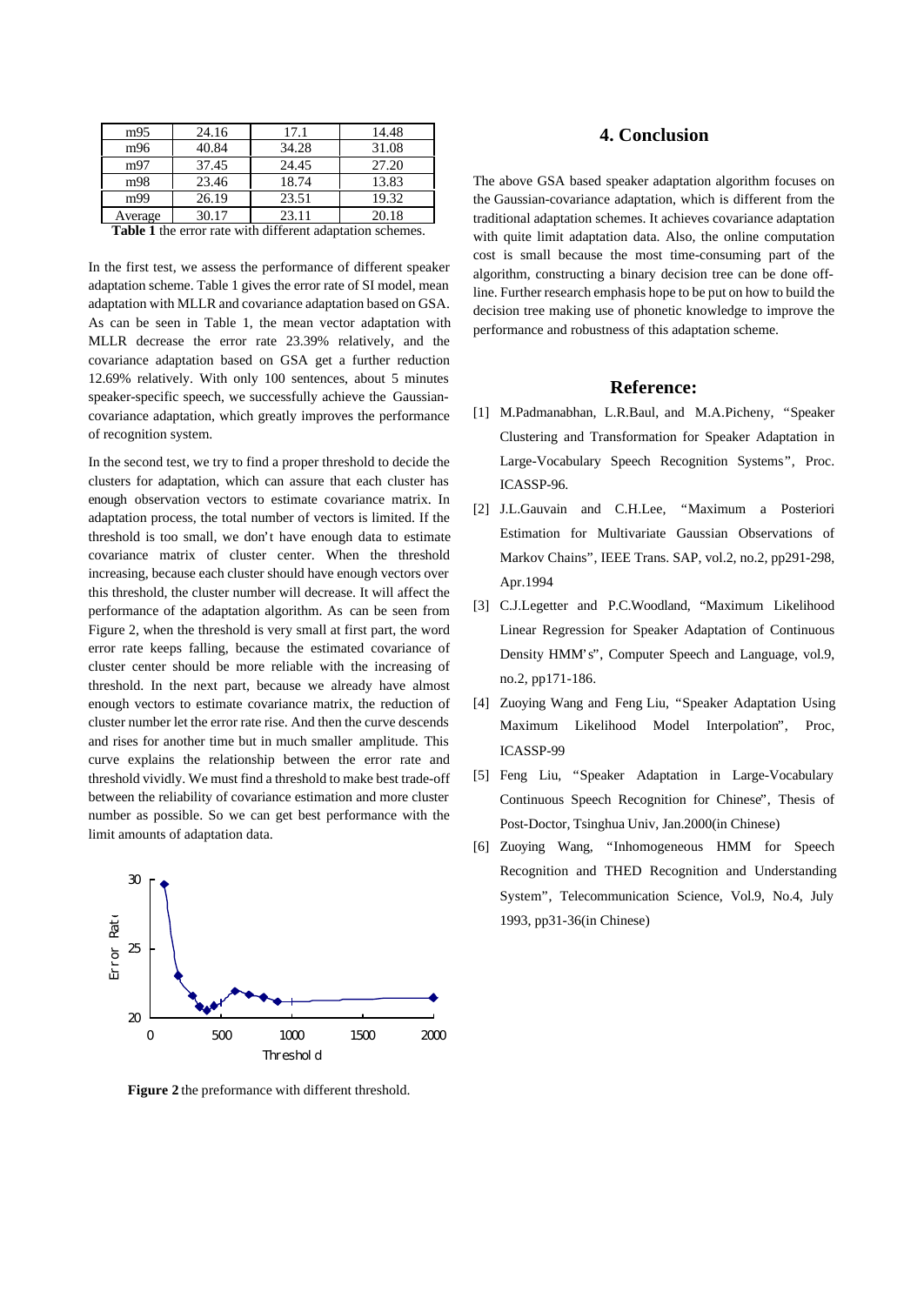| | | | |
|---|---|---|---|
| m95 | 24.16 | 17.1 | 14.48 |
| m96 | 40.84 | 34.28 | 31.08 |
| m97 | 37.45 | 24.45 | 27.20 |
| m98 | 23.46 | 18.74 | 13.83 |
| m99 | 26.19 | 23.51 | 19.32 |
| Average | 30.17 | 23.11 | 20.18 |

**Table 1** the error rate with different adaptation schemes.

In the first test, we assess the performance of different speaker adaptation scheme. Table 1 gives the error rate of SI model, mean adaptation with MLLR and covariance adaptation based on GSA. As can be seen in Table 1, the mean vector adaptation with MLLR decrease the error rate 23.39% relatively, and the covariance adaptation based on GSA get a further reduction 12.69% relatively. With only 100 sentences, about 5 minutes speaker-specific speech, we successfully achieve the Gaussian-covariance adaptation, which greatly improves the performance of recognition system.

In the second test, we try to find a proper threshold to decide the clusters for adaptation, which can assure that each cluster has enough observation vectors to estimate covariance matrix. In adaptation process, the total number of vectors is limited. If the threshold is too small, we don't have enough data to estimate covariance matrix of cluster center. When the threshold increasing, because each cluster should have enough vectors over this threshold, the cluster number will decrease. It will affect the performance of the adaptation algorithm. As can be seen from Figure 2, when the threshold is very small at first part, the word error rate keeps falling, because the estimated covariance of cluster center should be more reliable with the increasing of threshold. In the next part, because we already have almost enough vectors to estimate covariance matrix, the reduction of cluster number let the error rate rise. And then the curve descends and rises for another time but in much smaller amplitude. This curve explains the relationship between the error rate and threshold vividly. We must find a threshold to make best trade-off between the reliability of covariance estimation and more cluster number as possible. So we can get best performance with the limit amounts of adaptation data.

Error Rate
30
25
20
0
500
1000
1500
2000
Threshold

**Figure 2** the preformance with different threshold.

## 4. Conclusion

The above GSA based speaker adaptation algorithm focuses on the Gaussian-covariance adaptation, which is different from the traditional adaptation schemes. It achieves covariance adaptation with quite limit adaptation data. Also, the online computation cost is small because the most time-consuming part of the algorithm, constructing a binary decision tree can be done off-line. Further research emphasis hope to be put on how to build the decision tree making use of phonetic knowledge to improve the performance and robustness of this adaptation scheme.

## Reference:

[1] M.Padmanabhan, L.R.Baul, and M.A.Picheny, "Speaker Clustering and Transformation for Speaker Adaptation in Large-Vocabulary Speech Recognition Systems", Proc. ICASSP-96.

[2] J.L.Gauvain and C.H.Lee, "Maximum a Posteriori Estimation for Multivariate Gaussian Observations of Markov Chains", IEEE Trans. SAP, vol.2, no.2, pp291-298, Apr.1994

[3] C.J.Legetter and P.C.Woodland, "Maximum Likelihood Linear Regression for Speaker Adaptation of Continuous Density HMM's", Computer Speech and Language, vol.9, no.2, pp171-186.

[4] Zuoying Wang and Feng Liu, "Speaker Adaptation Using Maximum Likelihood Model Interpolation", Proc, ICASSP-99

[5] Feng Liu, "Speaker Adaptation in Large-Vocabulary Continuous Speech Recognition for Chinese", Thesis of Post-Doctor, Tsinghua Univ, Jan.2000(in Chinese)

[6] Zuoying Wang, "Inhomogeneous HMM for Speech Recognition and THED Recognition and Understanding System", Telecommunication Science, Vol.9, No.4, July 1993, pp31-36(in Chinese)